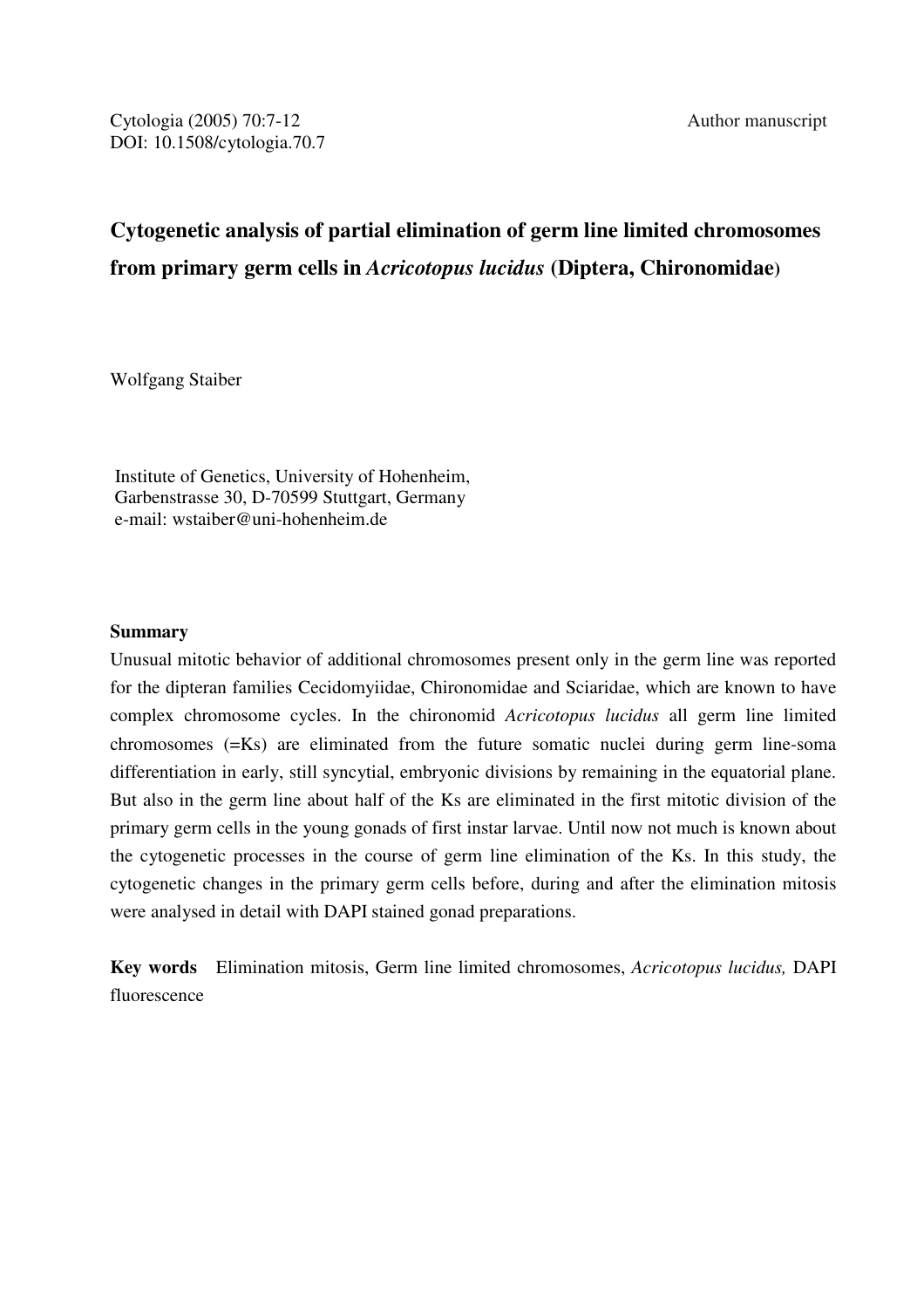Cytologia (2005) 70:7-12  
DOI: 10.1508/cytologia.70.7

Author manuscript

# Cytogenetic analysis of partial elimination of germ line limited chromosomes from primary germ cells in *Acricotopus lucidus* (Diptera, Chironomidae)

Wolfgang Staiber

Institute of Genetics, University of Hohenheim,  
Garbenstrasse 30, D-70599 Stuttgart, Germany  
e-mail: wstaiber@uni-hohenheim.de

## Summary

Unusual mitotic behavior of additional chromosomes present only in the germ line was reported for the dipteran families Cecidomyiidae, Chironomidae and Sciaridae, which are known to have complex chromosome cycles. In the chironomid *Acricotopus lucidus* all germ line limited chromosomes (=Ks) are eliminated from the future somatic nuclei during germ line-soma differentiation in early, still syncytial, embryonic divisions by remaining in the equatorial plane. But also in the germ line about half of the Ks are eliminated in the first mitotic division of the primary germ cells in the young gonads of first instar larvae. Until now not much is known about the cytogenetic processes in the course of germ line elimination of the Ks. In this study, the cytogenetic changes in the primary germ cells before, during and after the elimination mitosis were analysed in detail with DAPI stained gonad preparations.

**Key words** Elimination mitosis, Germ line limited chromosomes, *Acricotopus lucidus,* DAPI fluorescence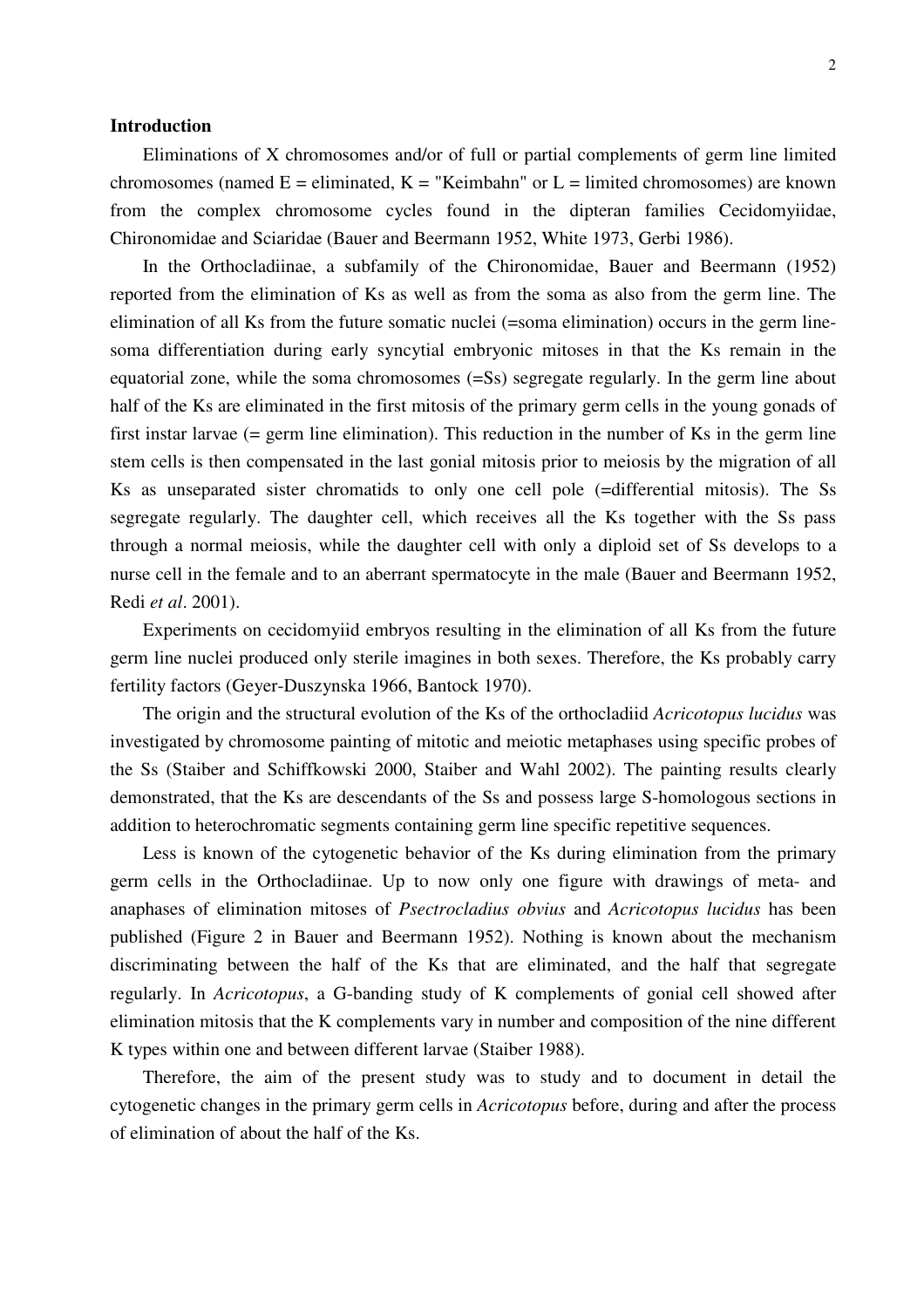## Introduction

Eliminations of X chromosomes and/or of full or partial complements of germ line limited chromosomes (named E = eliminated, K = "Keimbahn" or L = limited chromosomes) are known from the complex chromosome cycles found in the dipteran families Cecidomyiidae, Chironomidae and Sciaridae (Bauer and Beermann 1952, White 1973, Gerbi 1986).

In the Orthocladiinae, a subfamily of the Chironomidae, Bauer and Beermann (1952) reported from the elimination of Ks as well as from the soma as also from the germ line. The elimination of all Ks from the future somatic nuclei (=soma elimination) occurs in the germ line-soma differentiation during early syncytial embryonic mitoses in that the Ks remain in the equatorial zone, while the soma chromosomes (=Ss) segregate regularly. In the germ line about half of the Ks are eliminated in the first mitosis of the primary germ cells in the young gonads of first instar larvae (= germ line elimination). This reduction in the number of Ks in the germ line stem cells is then compensated in the last gonial mitosis prior to meiosis by the migration of all Ks as unseparated sister chromatids to only one cell pole (=differential mitosis). The Ss segregate regularly. The daughter cell, which receives all the Ks together with the Ss pass through a normal meiosis, while the daughter cell with only a diploid set of Ss develops to a nurse cell in the female and to an aberrant spermatocyte in the male (Bauer and Beermann 1952, Redi *et al*. 2001).

Experiments on cecidomyiid embryos resulting in the elimination of all Ks from the future germ line nuclei produced only sterile imagines in both sexes. Therefore, the Ks probably carry fertility factors (Geyer-Duszynska 1966, Bantock 1970).

The origin and the structural evolution of the Ks of the orthocladiid *Acricotopus lucidus* was investigated by chromosome painting of mitotic and meiotic metaphases using specific probes of the Ss (Staiber and Schiffkowski 2000, Staiber and Wahl 2002). The painting results clearly demonstrated, that the Ks are descendants of the Ss and possess large S-homologous sections in addition to heterochromatic segments containing germ line specific repetitive sequences.

Less is known of the cytogenetic behavior of the Ks during elimination from the primary germ cells in the Orthocladiinae. Up to now only one figure with drawings of meta- and anaphases of elimination mitoses of *Psectrocladius obvius* and *Acricotopus lucidus* has been published (Figure 2 in Bauer and Beermann 1952). Nothing is known about the mechanism discriminating between the half of the Ks that are eliminated, and the half that segregate regularly. In *Acricotopus*, a G-banding study of K complements of gonial cell showed after elimination mitosis that the K complements vary in number and composition of the nine different K types within one and between different larvae (Staiber 1988).

Therefore, the aim of the present study was to study and to document in detail the cytogenetic changes in the primary germ cells in *Acricotopus* before, during and after the process of elimination of about the half of the Ks.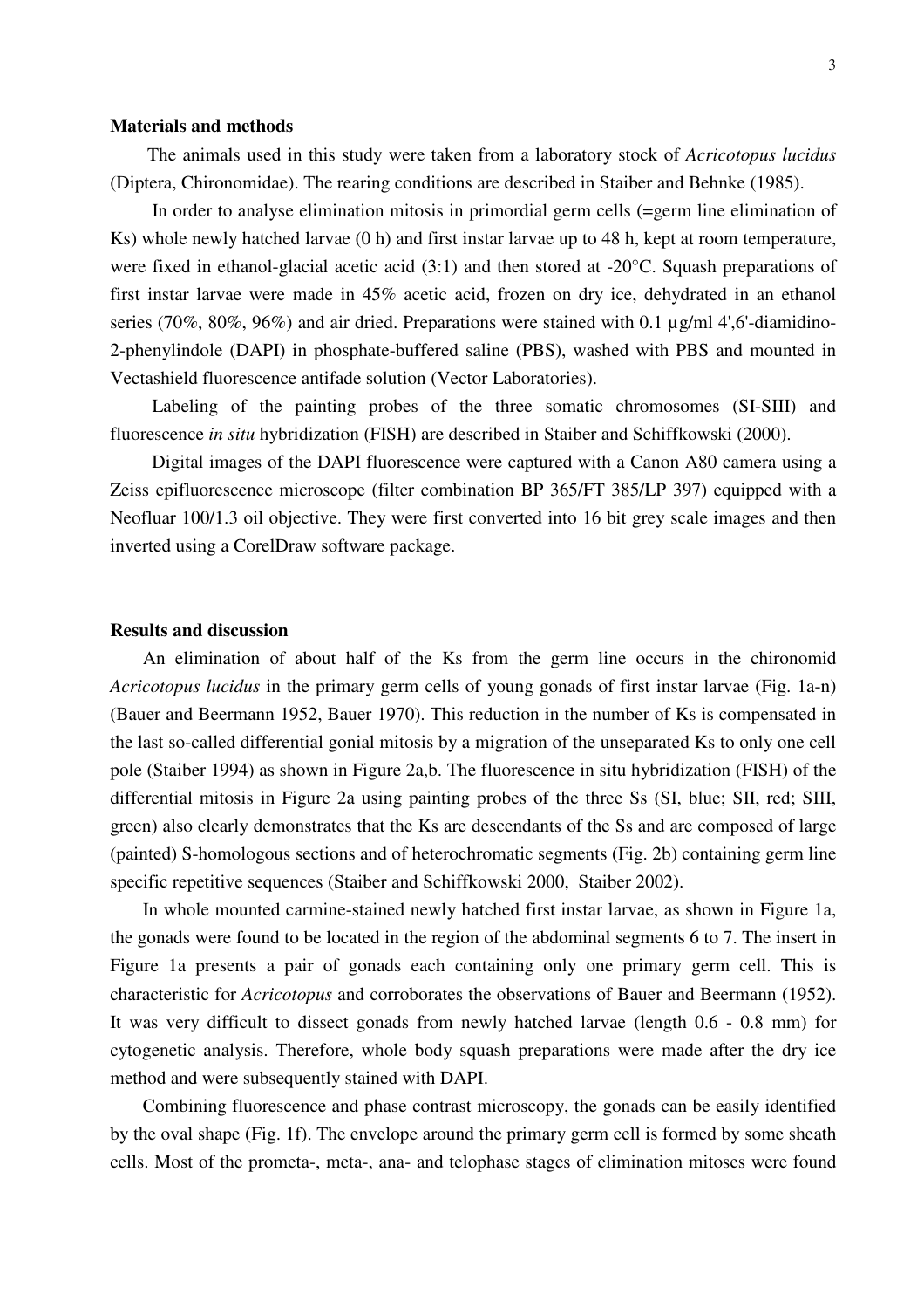## Materials and methods

The animals used in this study were taken from a laboratory stock of *Acricotopus lucidus* (Diptera, Chironomidae). The rearing conditions are described in Staiber and Behnke (1985).

In order to analyse elimination mitosis in primordial germ cells (=germ line elimination of Ks) whole newly hatched larvae (0 h) and first instar larvae up to 48 h, kept at room temperature, were fixed in ethanol-glacial acetic acid (3:1) and then stored at -20°C. Squash preparations of first instar larvae were made in 45% acetic acid, frozen on dry ice, dehydrated in an ethanol series (70%, 80%, 96%) and air dried. Preparations were stained with 0.1 µg/ml 4',6'-diamidino-2-phenylindole (DAPI) in phosphate-buffered saline (PBS), washed with PBS and mounted in Vectashield fluorescence antifade solution (Vector Laboratories).

Labeling of the painting probes of the three somatic chromosomes (SI-SIII) and fluorescence *in situ* hybridization (FISH) are described in Staiber and Schiffkowski (2000).

Digital images of the DAPI fluorescence were captured with a Canon A80 camera using a Zeiss epifluorescence microscope (filter combination BP 365/FT 385/LP 397) equipped with a Neofluar 100/1.3 oil objective. They were first converted into 16 bit grey scale images and then inverted using a CorelDraw software package.

## Results and discussion

An elimination of about half of the Ks from the germ line occurs in the chironomid *Acricotopus lucidus* in the primary germ cells of young gonads of first instar larvae (Fig. 1a-n) (Bauer and Beermann 1952, Bauer 1970). This reduction in the number of Ks is compensated in the last so-called differential gonial mitosis by a migration of the unseparated Ks to only one cell pole (Staiber 1994) as shown in Figure 2a,b. The fluorescence in situ hybridization (FISH) of the differential mitosis in Figure 2a using painting probes of the three Ss (SI, blue; SII, red; SIII, green) also clearly demonstrates that the Ks are descendants of the Ss and are composed of large (painted) S-homologous sections and of heterochromatic segments (Fig. 2b) containing germ line specific repetitive sequences (Staiber and Schiffkowski 2000, Staiber 2002).

In whole mounted carmine-stained newly hatched first instar larvae, as shown in Figure 1a, the gonads were found to be located in the region of the abdominal segments 6 to 7. The insert in Figure 1a presents a pair of gonads each containing only one primary germ cell. This is characteristic for *Acricotopus* and corroborates the observations of Bauer and Beermann (1952). It was very difficult to dissect gonads from newly hatched larvae (length 0.6 - 0.8 mm) for cytogenetic analysis. Therefore, whole body squash preparations were made after the dry ice method and were subsequently stained with DAPI.

Combining fluorescence and phase contrast microscopy, the gonads can be easily identified by the oval shape (Fig. 1f). The envelope around the primary germ cell is formed by some sheath cells. Most of the prometa-, meta-, ana- and telophase stages of elimination mitoses were found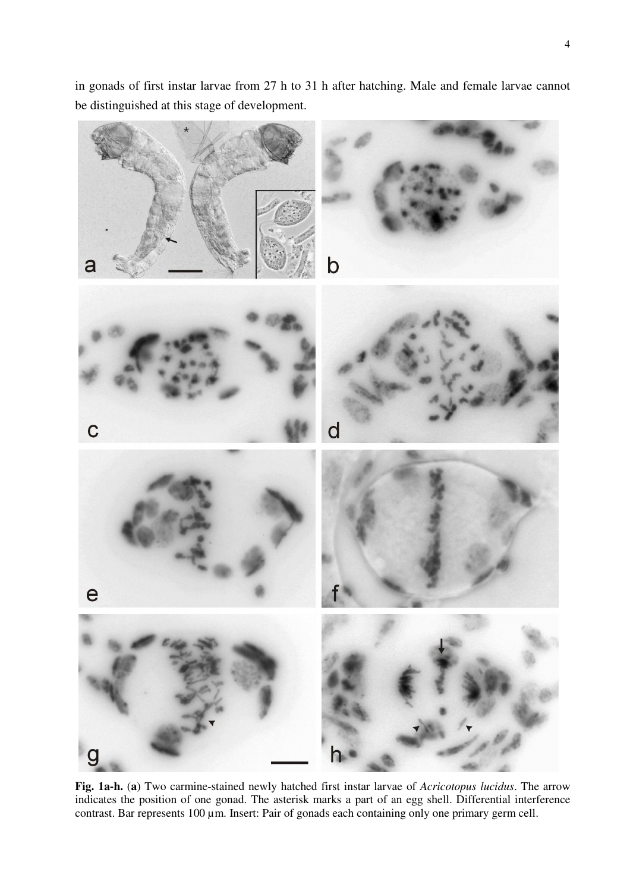in gonads of first instar larvae from 27 h to 31 h after hatching. Male and female larvae cannot be distinguished at this stage of development.

**Fig. 1a-h.** (**a**) Two carmine-stained newly hatched first instar larvae of *Acricotopus lucidus*. The arrow indicates the position of one gonad. The asterisk marks a part of an egg shell. Differential interference contrast. Bar represents 100 µm. Insert: Pair of gonads each containing only one primary germ cell.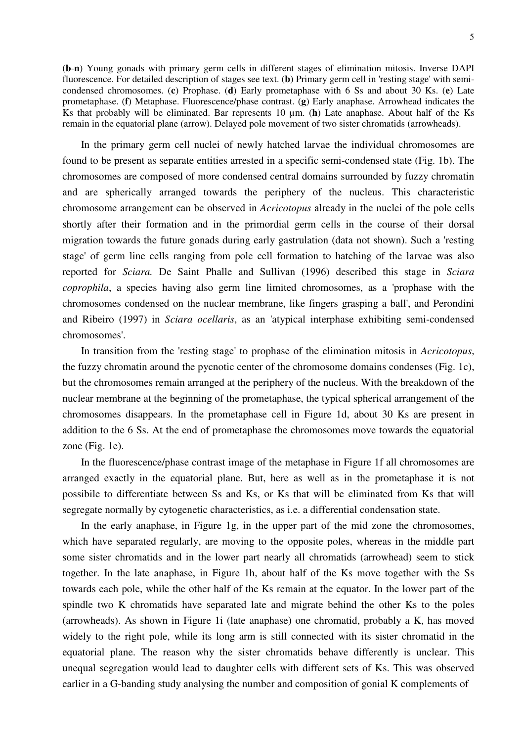(**b**-**n**) Young gonads with primary germ cells in different stages of elimination mitosis. Inverse DAPI fluorescence. For detailed description of stages see text. (**b**) Primary germ cell in 'resting stage' with semi-condensed chromosomes. (**c**) Prophase. (**d**) Early prometaphase with 6 Ss and about 30 Ks. (**e**) Late prometaphase. (**f**) Metaphase. Fluorescence/phase contrast. (**g**) Early anaphase. Arrowhead indicates the Ks that probably will be eliminated. Bar represents 10 µm. (**h**) Late anaphase. About half of the Ks remain in the equatorial plane (arrow). Delayed pole movement of two sister chromatids (arrowheads).

In the primary germ cell nuclei of newly hatched larvae the individual chromosomes are found to be present as separate entities arrested in a specific semi-condensed state (Fig. 1b). The chromosomes are composed of more condensed central domains surrounded by fuzzy chromatin and are spherically arranged towards the periphery of the nucleus. This characteristic chromosome arrangement can be observed in *Acricotopus* already in the nuclei of the pole cells shortly after their formation and in the primordial germ cells in the course of their dorsal migration towards the future gonads during early gastrulation (data not shown). Such a 'resting stage' of germ line cells ranging from pole cell formation to hatching of the larvae was also reported for *Sciara.* De Saint Phalle and Sullivan (1996) described this stage in *Sciara coprophila*, a species having also germ line limited chromosomes, as a 'prophase with the chromosomes condensed on the nuclear membrane, like fingers grasping a ball', and Perondini and Ribeiro (1997) in *Sciara ocellaris*, as an 'atypical interphase exhibiting semi-condensed chromosomes'.

In transition from the 'resting stage' to prophase of the elimination mitosis in *Acricotopus*, the fuzzy chromatin around the pycnotic center of the chromosome domains condenses (Fig. 1c), but the chromosomes remain arranged at the periphery of the nucleus. With the breakdown of the nuclear membrane at the beginning of the prometaphase, the typical spherical arrangement of the chromosomes disappears. In the prometaphase cell in Figure 1d, about 30 Ks are present in addition to the 6 Ss. At the end of prometaphase the chromosomes move towards the equatorial zone (Fig. 1e).

In the fluorescence/phase contrast image of the metaphase in Figure 1f all chromosomes are arranged exactly in the equatorial plane. But, here as well as in the prometaphase it is not possibile to differentiate between Ss and Ks, or Ks that will be eliminated from Ks that will segregate normally by cytogenetic characteristics, as i.e. a differential condensation state.

In the early anaphase, in Figure 1g, in the upper part of the mid zone the chromosomes, which have separated regularly, are moving to the opposite poles, whereas in the middle part some sister chromatids and in the lower part nearly all chromatids (arrowhead) seem to stick together. In the late anaphase, in Figure 1h, about half of the Ks move together with the Ss towards each pole, while the other half of the Ks remain at the equator. In the lower part of the spindle two K chromatids have separated late and migrate behind the other Ks to the poles (arrowheads). As shown in Figure 1i (late anaphase) one chromatid, probably a K, has moved widely to the right pole, while its long arm is still connected with its sister chromatid in the equatorial plane. The reason why the sister chromatids behave differently is unclear. This unequal segregation would lead to daughter cells with different sets of Ks. This was observed earlier in a G-banding study analysing the number and composition of gonial K complements of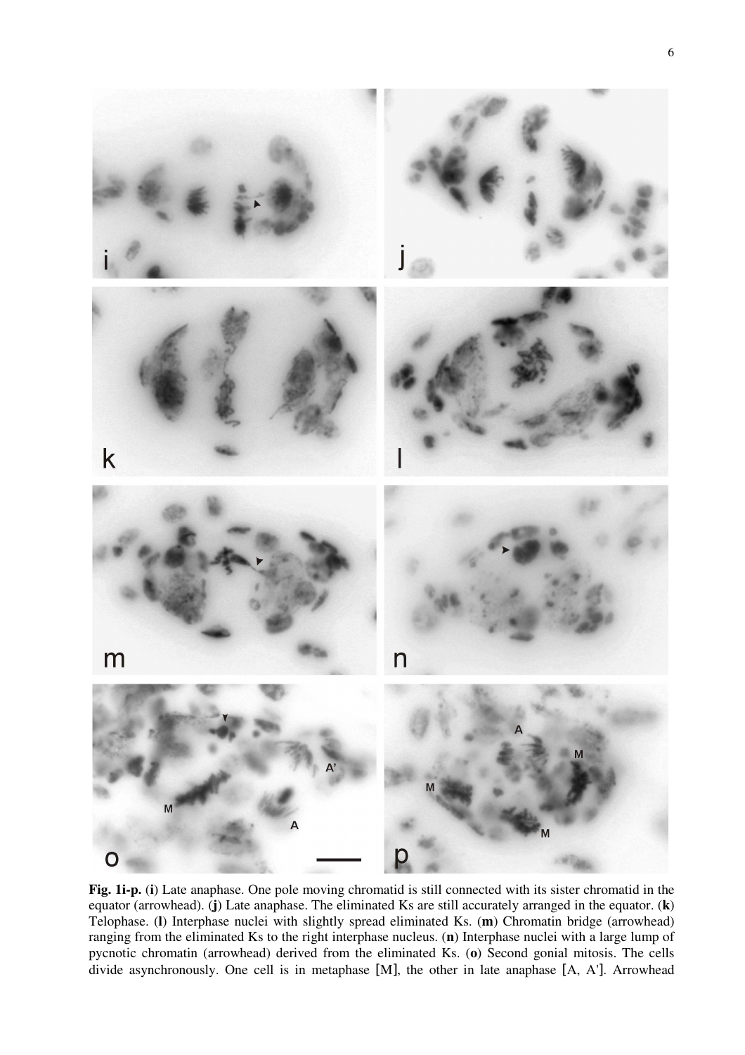**Fig. 1i-p.** (**i**) Late anaphase. One pole moving chromatid is still connected with its sister chromatid in the equator (arrowhead). (**j**) Late anaphase. The eliminated Ks are still accurately arranged in the equator. (**k**) Telophase. (**l**) Interphase nuclei with slightly spread eliminated Ks. (**m**) Chromatin bridge (arrowhead) ranging from the eliminated Ks to the right interphase nucleus. (**n**) Interphase nuclei with a large lump of pycnotic chromatin (arrowhead) derived from the eliminated Ks. (**o**) Second gonial mitosis. The cells divide asynchronously. One cell is in metaphase [M], the other in late anaphase [A, A']. Arrowhead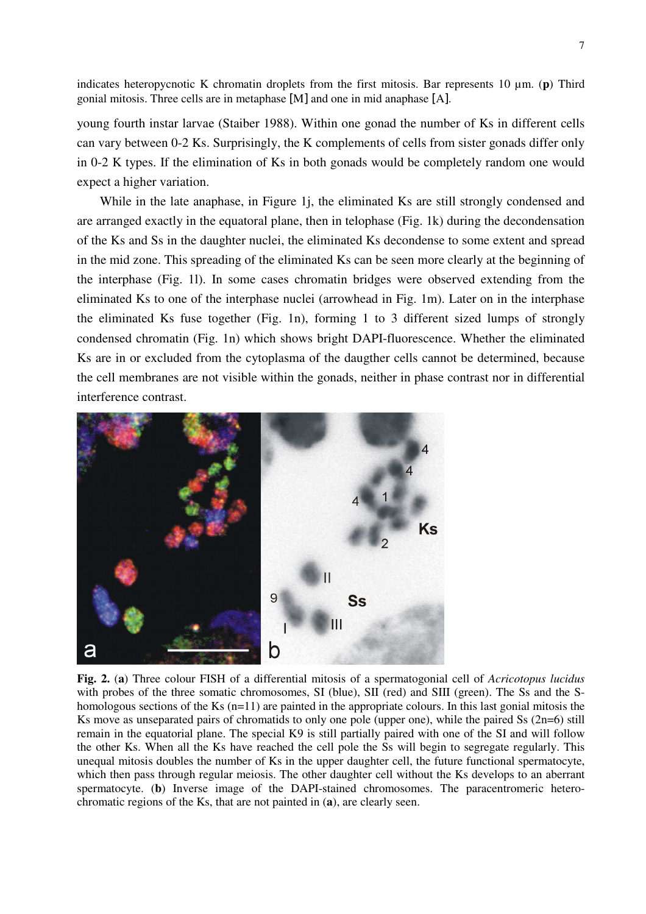indicates heteropycnotic K chromatin droplets from the first mitosis. Bar represents 10 µm. (**p**) Third gonial mitosis. Three cells are in metaphase [M] and one in mid anaphase [A].

young fourth instar larvae (Staiber 1988). Within one gonad the number of Ks in different cells can vary between 0-2 Ks. Surprisingly, the K complements of cells from sister gonads differ only in 0-2 K types. If the elimination of Ks in both gonads would be completely random one would expect a higher variation.

While in the late anaphase, in Figure 1j, the eliminated Ks are still strongly condensed and are arranged exactly in the equatoral plane, then in telophase (Fig. 1k) during the decondensation of the Ks and Ss in the daughter nuclei, the eliminated Ks decondense to some extent and spread in the mid zone. This spreading of the eliminated Ks can be seen more clearly at the beginning of the interphase (Fig. 1l). In some cases chromatin bridges were observed extending from the eliminated Ks to one of the interphase nuclei (arrowhead in Fig. 1m). Later on in the interphase the eliminated Ks fuse together (Fig. 1n), forming 1 to 3 different sized lumps of strongly condensed chromatin (Fig. 1n) which shows bright DAPI-fluorescence. Whether the eliminated Ks are in or excluded from the cytoplasma of the daugther cells cannot be determined, because the cell membranes are not visible within the gonads, neither in phase contrast nor in differential interference contrast.

**Fig. 2.** (**a**) Three colour FISH of a differential mitosis of a spermatogonial cell of *Acricotopus lucidus* with probes of the three somatic chromosomes, SI (blue), SII (red) and SIII (green). The Ss and the S-homologous sections of the Ks (n=11) are painted in the appropriate colours. In this last gonial mitosis the Ks move as unseparated pairs of chromatids to only one pole (upper one), while the paired Ss (2n=6) still remain in the equatorial plane. The special K9 is still partially paired with one of the SI and will follow the other Ks. When all the Ks have reached the cell pole the Ss will begin to segregate regularly. This unequal mitosis doubles the number of Ks in the upper daughter cell, the future functional spermatocyte, which then pass through regular meiosis. The other daughter cell without the Ks develops to an aberrant spermatocyte. (**b**) Inverse image of the DAPI-stained chromosomes. The paracentromeric hetero-chromatic regions of the Ks, that are not painted in (**a**), are clearly seen.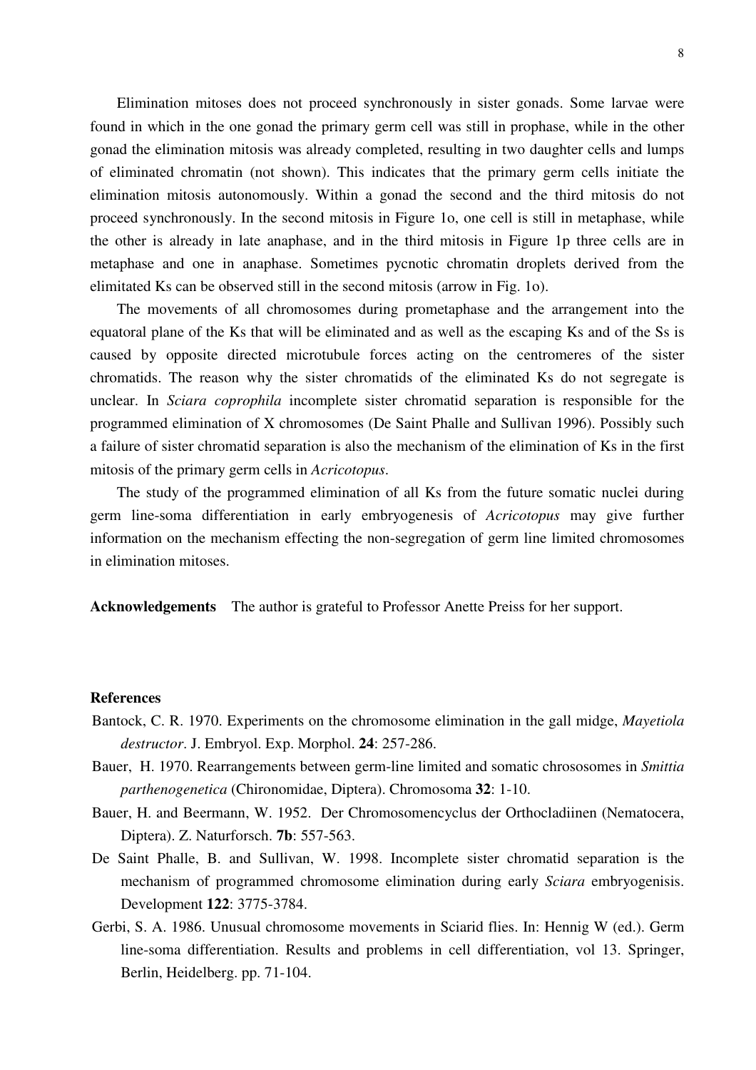Elimination mitoses does not proceed synchronously in sister gonads. Some larvae were found in which in the one gonad the primary germ cell was still in prophase, while in the other gonad the elimination mitosis was already completed, resulting in two daughter cells and lumps of eliminated chromatin (not shown). This indicates that the primary germ cells initiate the elimination mitosis autonomously. Within a gonad the second and the third mitosis do not proceed synchronously. In the second mitosis in Figure 1o, one cell is still in metaphase, while the other is already in late anaphase, and in the third mitosis in Figure 1p three cells are in metaphase and one in anaphase. Sometimes pycnotic chromatin droplets derived from the elimitated Ks can be observed still in the second mitosis (arrow in Fig. 1o).

The movements of all chromosomes during prometaphase and the arrangement into the equatoral plane of the Ks that will be eliminated and as well as the escaping Ks and of the Ss is caused by opposite directed microtubule forces acting on the centromeres of the sister chromatids. The reason why the sister chromatids of the eliminated Ks do not segregate is unclear. In *Sciara coprophila* incomplete sister chromatid separation is responsible for the programmed elimination of X chromosomes (De Saint Phalle and Sullivan 1996). Possibly such a failure of sister chromatid separation is also the mechanism of the elimination of Ks in the first mitosis of the primary germ cells in *Acricotopus*.

The study of the programmed elimination of all Ks from the future somatic nuclei during germ line-soma differentiation in early embryogenesis of *Acricotopus* may give further information on the mechanism effecting the non-segregation of germ line limited chromosomes in elimination mitoses.

**Acknowledgements** The author is grateful to Professor Anette Preiss for her support.

**References**

Bantock, C. R. 1970. Experiments on the chromosome elimination in the gall midge, *Mayetiola destructor*. J. Embryol. Exp. Morphol. **24**: 257-286.

Bauer, H. 1970. Rearrangements between germ-line limited and somatic chrososomes in *Smittia parthenogenetica* (Chironomidae, Diptera). Chromosoma **32**: 1-10.

Bauer, H. and Beermann, W. 1952. Der Chromosomencyclus der Orthocladiinen (Nematocera, Diptera). Z. Naturforsch. **7b**: 557-563.

De Saint Phalle, B. and Sullivan, W. 1998. Incomplete sister chromatid separation is the mechanism of programmed chromosome elimination during early *Sciara* embryogenisis. Development **122**: 3775-3784.

Gerbi, S. A. 1986. Unusual chromosome movements in Sciarid flies. In: Hennig W (ed.). Germ line-soma differentiation. Results and problems in cell differentiation, vol 13. Springer, Berlin, Heidelberg. pp. 71-104.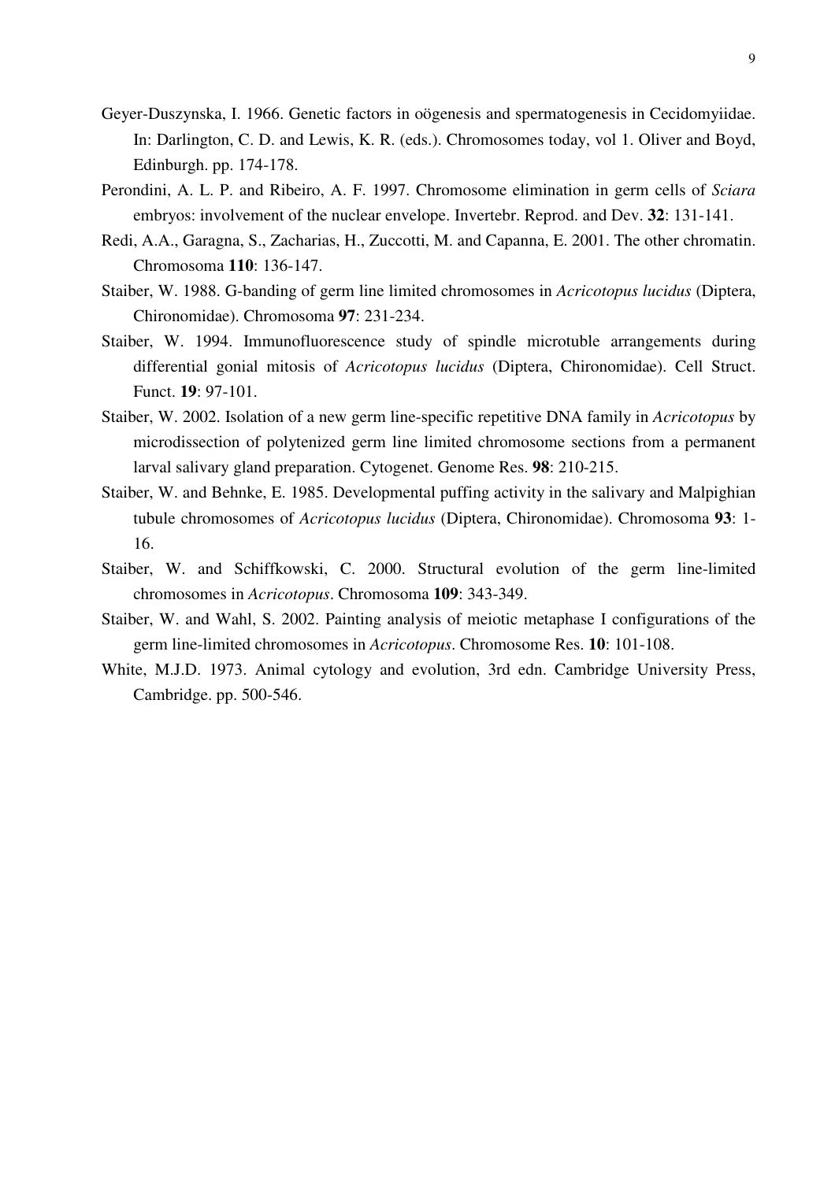Geyer-Duszynska, I. 1966. Genetic factors in oögenesis and spermatogenesis in Cecidomyiidae. In: Darlington, C. D. and Lewis, K. R. (eds.). Chromosomes today, vol 1. Oliver and Boyd, Edinburgh. pp. 174-178.

Perondini, A. L. P. and Ribeiro, A. F. 1997. Chromosome elimination in germ cells of *Sciara* embryos: involvement of the nuclear envelope. Invertebr. Reprod. and Dev. **32**: 131-141.

Redi, A.A., Garagna, S., Zacharias, H., Zuccotti, M. and Capanna, E. 2001. The other chromatin. Chromosoma **110**: 136-147.

Staiber, W. 1988. G-banding of germ line limited chromosomes in *Acricotopus lucidus* (Diptera, Chironomidae). Chromosoma **97**: 231-234.

Staiber, W. 1994. Immunofluorescence study of spindle microtuble arrangements during differential gonial mitosis of *Acricotopus lucidus* (Diptera, Chironomidae). Cell Struct. Funct. **19**: 97-101.

Staiber, W. 2002. Isolation of a new germ line-specific repetitive DNA family in *Acricotopus* by microdissection of polytenized germ line limited chromosome sections from a permanent larval salivary gland preparation. Cytogenet. Genome Res. **98**: 210-215.

Staiber, W. and Behnke, E. 1985. Developmental puffing activity in the salivary and Malpighian tubule chromosomes of *Acricotopus lucidus* (Diptera, Chironomidae). Chromosoma **93**: 1-16.

Staiber, W. and Schiffkowski, C. 2000. Structural evolution of the germ line-limited chromosomes in *Acricotopus*. Chromosoma **109**: 343-349.

Staiber, W. and Wahl, S. 2002. Painting analysis of meiotic metaphase I configurations of the germ line-limited chromosomes in *Acricotopus*. Chromosome Res. **10**: 101-108.

White, M.J.D. 1973. Animal cytology and evolution, 3rd edn. Cambridge University Press, Cambridge. pp. 500-546.